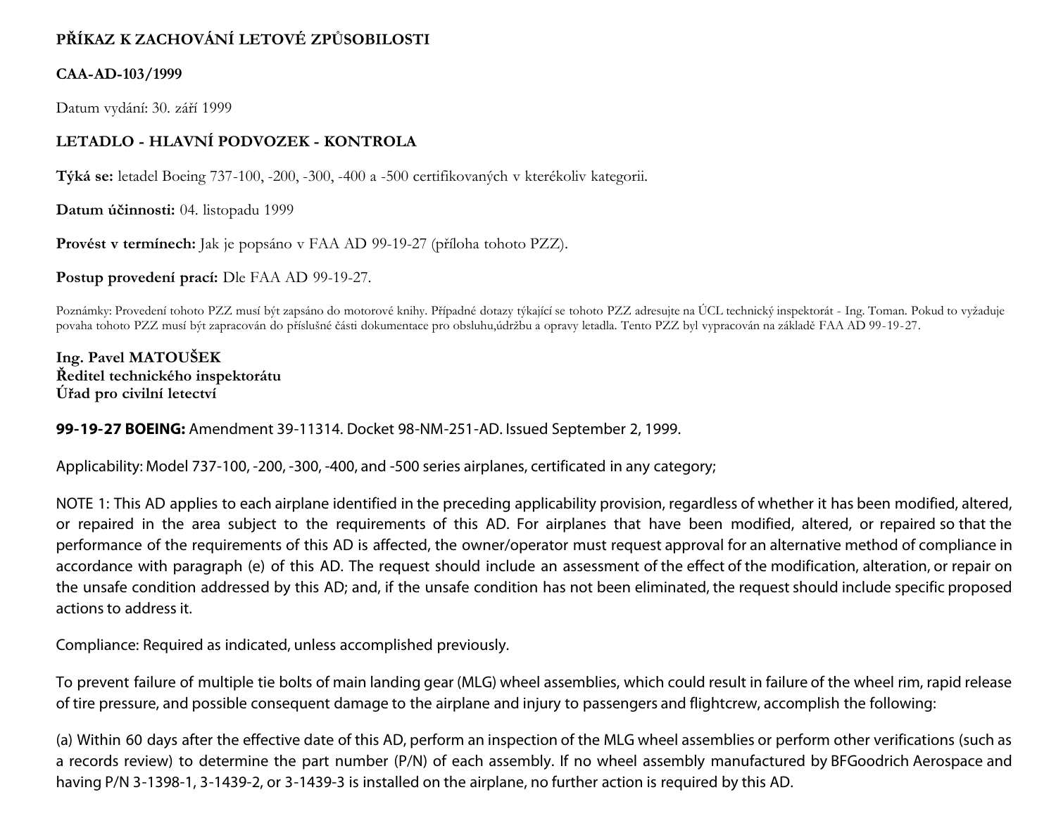**PŘÍKAZ K ZACHOVÁNÍ LETOVÉ ZPŮSOBILOSTI**

**CAA-AD-103/1999**

Datum vydání: 30. září 1999

**LETADLO - HLAVNÍ PODVOZEK - KONTROLA**

**Týká se:** letadel Boeing 737-100, -200, -300, -400 a -500 certifikovaných v kterékoliv kategorii.

**Datum účinnosti:** 04. listopadu 1999

**Provést v termínech:** Jak je popsáno v FAA AD 99-19-27 (příloha tohoto PZZ).

**Postup provedení prací:** Dle FAA AD 99-19-27.

Poznámky: Provedení tohoto PZZ musí být zapsáno do motorové knihy. Případné dotazy týkající se tohoto PZZ adresujte na ÚCL technický inspektorát - Ing. Toman. Pokud to vyžaduje povaha tohoto PZZ musí být zapracován do příslušné části dokumentace pro obsluhu,údržbu a opravy letadla. Tento PZZ byl vypracován na základě FAA AD 99-19-27.

**Ing. Pavel MATOUŠEK**
**Ředitel technického inspektorátu**
**Úřad pro civilní letectví**

**99-19-27 BOEING:** Amendment 39-11314. Docket 98-NM-251-AD. Issued September 2, 1999.

Applicability: Model 737-100, -200, -300, -400, and -500 series airplanes, certificated in any category;

NOTE 1: This AD applies to each airplane identified in the preceding applicability provision, regardless of whether it has been modified, altered, or repaired in the area subject to the requirements of this AD. For airplanes that have been modified, altered, or repaired so that the performance of the requirements of this AD is affected, the owner/operator must request approval for an alternative method of compliance in accordance with paragraph (e) of this AD. The request should include an assessment of the effect of the modification, alteration, or repair on the unsafe condition addressed by this AD; and, if the unsafe condition has not been eliminated, the request should include specific proposed actions to address it.

Compliance: Required as indicated, unless accomplished previously.

To prevent failure of multiple tie bolts of main landing gear (MLG) wheel assemblies, which could result in failure of the wheel rim, rapid release of tire pressure, and possible consequent damage to the airplane and injury to passengers and flightcrew, accomplish the following:

(a) Within 60 days after the effective date of this AD, perform an inspection of the MLG wheel assemblies or perform other verifications (such as a records review) to determine the part number (P/N) of each assembly. If no wheel assembly manufactured by BFGoodrich Aerospace and having P/N 3-1398-1, 3-1439-2, or 3-1439-3 is installed on the airplane, no further action is required by this AD.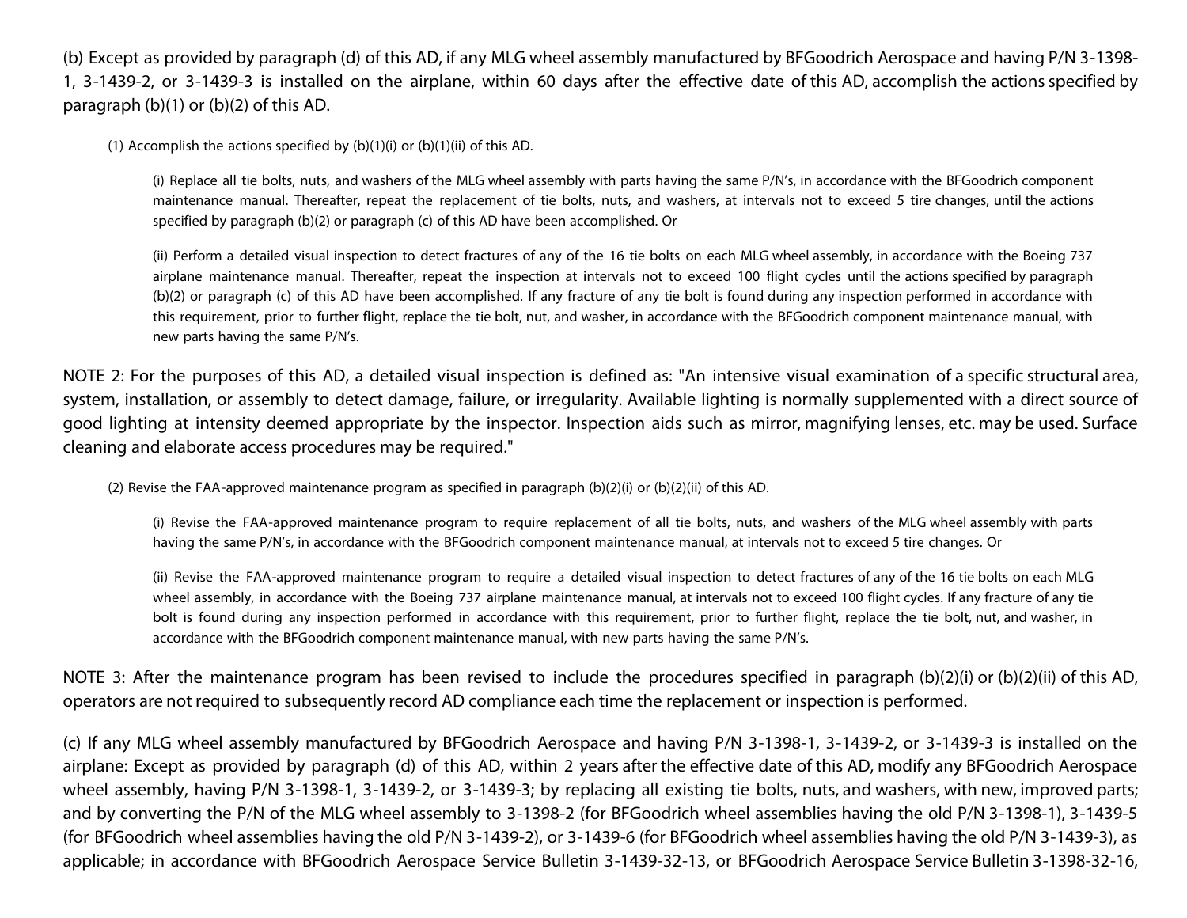(b) Except as provided by paragraph (d) of this AD, if any MLG wheel assembly manufactured by BFGoodrich Aerospace and having P/N 3-1398-1, 3-1439-2, or 3-1439-3 is installed on the airplane, within 60 days after the effective date of this AD, accomplish the actions specified by paragraph (b)(1) or (b)(2) of this AD.

(1) Accomplish the actions specified by (b)(1)(i) or (b)(1)(ii) of this AD.

(i) Replace all tie bolts, nuts, and washers of the MLG wheel assembly with parts having the same P/N's, in accordance with the BFGoodrich component maintenance manual. Thereafter, repeat the replacement of tie bolts, nuts, and washers, at intervals not to exceed 5 tire changes, until the actions specified by paragraph (b)(2) or paragraph (c) of this AD have been accomplished. Or

(ii) Perform a detailed visual inspection to detect fractures of any of the 16 tie bolts on each MLG wheel assembly, in accordance with the Boeing 737 airplane maintenance manual. Thereafter, repeat the inspection at intervals not to exceed 100 flight cycles until the actions specified by paragraph (b)(2) or paragraph (c) of this AD have been accomplished. If any fracture of any tie bolt is found during any inspection performed in accordance with this requirement, prior to further flight, replace the tie bolt, nut, and washer, in accordance with the BFGoodrich component maintenance manual, with new parts having the same P/N's.

NOTE 2: For the purposes of this AD, a detailed visual inspection is defined as: "An intensive visual examination of a specific structural area, system, installation, or assembly to detect damage, failure, or irregularity. Available lighting is normally supplemented with a direct source of good lighting at intensity deemed appropriate by the inspector. Inspection aids such as mirror, magnifying lenses, etc. may be used. Surface cleaning and elaborate access procedures may be required."

(2) Revise the FAA-approved maintenance program as specified in paragraph (b)(2)(i) or (b)(2)(ii) of this AD.

(i) Revise the FAA-approved maintenance program to require replacement of all tie bolts, nuts, and washers of the MLG wheel assembly with parts having the same P/N's, in accordance with the BFGoodrich component maintenance manual, at intervals not to exceed 5 tire changes. Or

(ii) Revise the FAA-approved maintenance program to require a detailed visual inspection to detect fractures of any of the 16 tie bolts on each MLG wheel assembly, in accordance with the Boeing 737 airplane maintenance manual, at intervals not to exceed 100 flight cycles. If any fracture of any tie bolt is found during any inspection performed in accordance with this requirement, prior to further flight, replace the tie bolt, nut, and washer, in accordance with the BFGoodrich component maintenance manual, with new parts having the same P/N's.

NOTE 3: After the maintenance program has been revised to include the procedures specified in paragraph (b)(2)(i) or (b)(2)(ii) of this AD, operators are not required to subsequently record AD compliance each time the replacement or inspection is performed.

(c) If any MLG wheel assembly manufactured by BFGoodrich Aerospace and having P/N 3-1398-1, 3-1439-2, or 3-1439-3 is installed on the airplane: Except as provided by paragraph (d) of this AD, within 2 years after the effective date of this AD, modify any BFGoodrich Aerospace wheel assembly, having P/N 3-1398-1, 3-1439-2, or 3-1439-3; by replacing all existing tie bolts, nuts, and washers, with new, improved parts; and by converting the P/N of the MLG wheel assembly to 3-1398-2 (for BFGoodrich wheel assemblies having the old P/N 3-1398-1), 3-1439-5 (for BFGoodrich wheel assemblies having the old P/N 3-1439-2), or 3-1439-6 (for BFGoodrich wheel assemblies having the old P/N 3-1439-3), as applicable; in accordance with BFGoodrich Aerospace Service Bulletin 3-1439-32-13, or BFGoodrich Aerospace Service Bulletin 3-1398-32-16,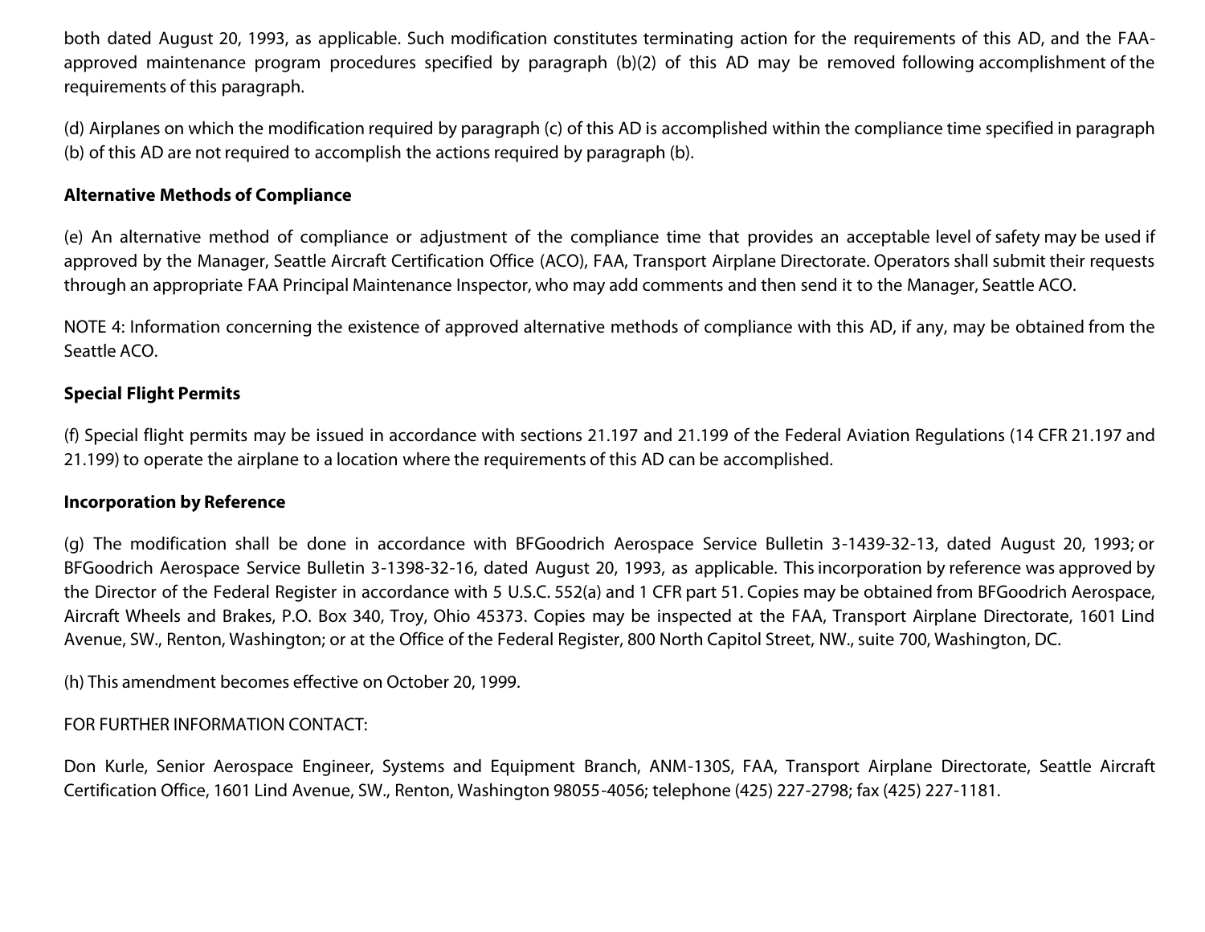both dated August 20, 1993, as applicable. Such modification constitutes terminating action for the requirements of this AD, and the FAA-approved maintenance program procedures specified by paragraph (b)(2) of this AD may be removed following accomplishment of the requirements of this paragraph.

(d) Airplanes on which the modification required by paragraph (c) of this AD is accomplished within the compliance time specified in paragraph (b) of this AD are not required to accomplish the actions required by paragraph (b).

**Alternative Methods of Compliance**

(e) An alternative method of compliance or adjustment of the compliance time that provides an acceptable level of safety may be used if approved by the Manager, Seattle Aircraft Certification Office (ACO), FAA, Transport Airplane Directorate. Operators shall submit their requests through an appropriate FAA Principal Maintenance Inspector, who may add comments and then send it to the Manager, Seattle ACO.

NOTE 4: Information concerning the existence of approved alternative methods of compliance with this AD, if any, may be obtained from the Seattle ACO.

**Special Flight Permits**

(f) Special flight permits may be issued in accordance with sections 21.197 and 21.199 of the Federal Aviation Regulations (14 CFR 21.197 and 21.199) to operate the airplane to a location where the requirements of this AD can be accomplished.

**Incorporation by Reference**

(g) The modification shall be done in accordance with BFGoodrich Aerospace Service Bulletin 3-1439-32-13, dated August 20, 1993; or BFGoodrich Aerospace Service Bulletin 3-1398-32-16, dated August 20, 1993, as applicable. This incorporation by reference was approved by the Director of the Federal Register in accordance with 5 U.S.C. 552(a) and 1 CFR part 51. Copies may be obtained from BFGoodrich Aerospace, Aircraft Wheels and Brakes, P.O. Box 340, Troy, Ohio 45373. Copies may be inspected at the FAA, Transport Airplane Directorate, 1601 Lind Avenue, SW., Renton, Washington; or at the Office of the Federal Register, 800 North Capitol Street, NW., suite 700, Washington, DC.

(h) This amendment becomes effective on October 20, 1999.

FOR FURTHER INFORMATION CONTACT:

Don Kurle, Senior Aerospace Engineer, Systems and Equipment Branch, ANM-130S, FAA, Transport Airplane Directorate, Seattle Aircraft Certification Office, 1601 Lind Avenue, SW., Renton, Washington 98055-4056; telephone (425) 227-2798; fax (425) 227-1181.